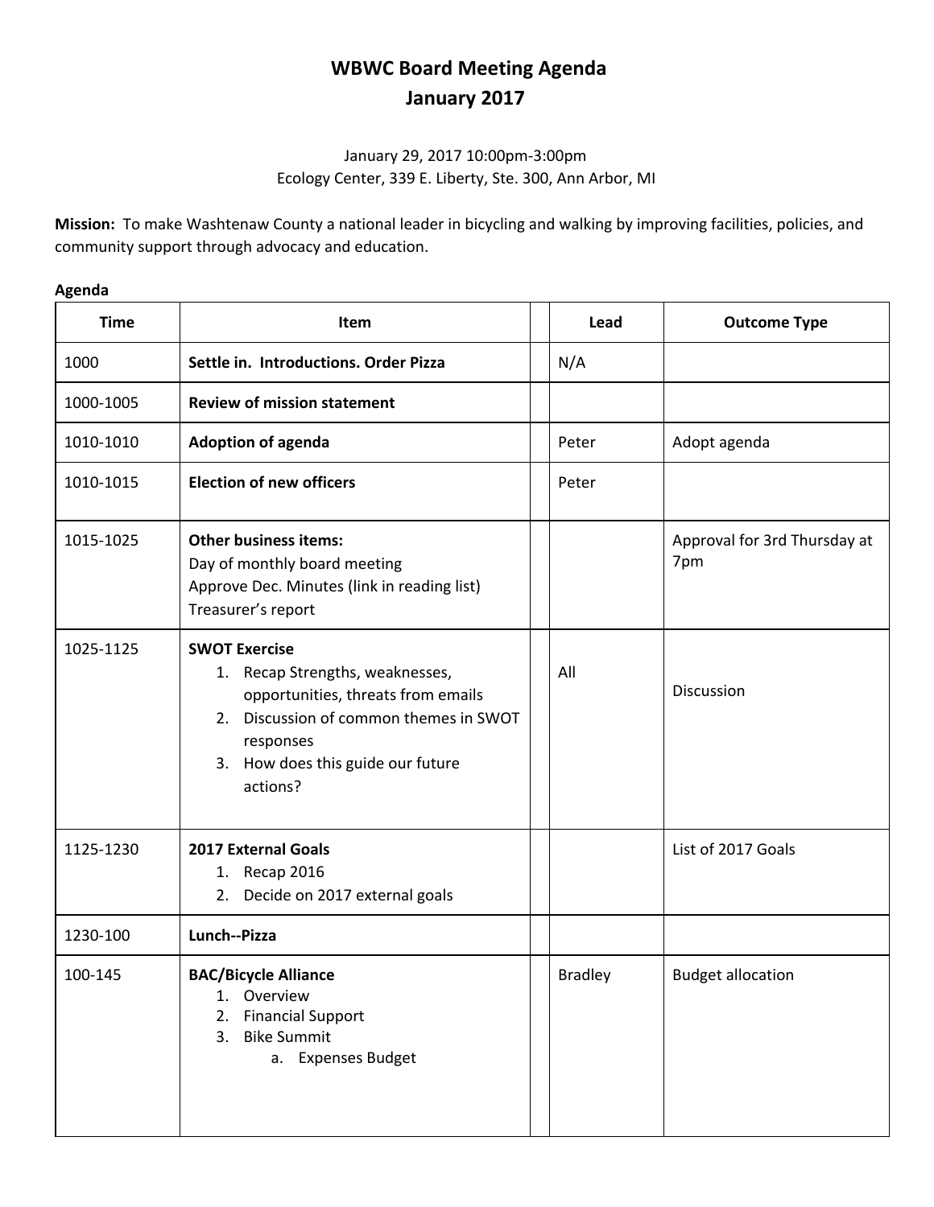# WBWC Board Meeting Agenda
# January 2017

January 29, 2017 10:00pm-3:00pm
Ecology Center, 339 E. Liberty, Ste. 300, Ann Arbor, MI

**Mission:** To make Washtenaw County a national leader in bicycling and walking by improving facilities, policies, and community support through advocacy and education.

**Agenda**

| Time | Item | | Lead | Outcome Type |
|---|---|---|---|---|
| 1000 | **Settle in. Introductions. Order Pizza** | | N/A | |
| 1000-1005 | **Review of mission statement** | | | |
| 1010-1010 | **Adoption of agenda** | | Peter | Adopt agenda |
| 1010-1015 | **Election of new officers** | | Peter | |
| 1015-1025 | **Other business items:**<br>Day of monthly board meeting<br>Approve Dec. Minutes (link in reading list)<br>Treasurer's report | | | Approval for 3rd Thursday at 7pm |
| 1025-1125 | **SWOT Exercise**<br>1. Recap Strengths, weaknesses, opportunities, threats from emails<br>2. Discussion of common themes in SWOT responses<br>3. How does this guide our future actions? | | All | Discussion |
| 1125-1230 | **2017 External Goals**<br>1. Recap 2016<br>2. Decide on 2017 external goals | | | List of 2017 Goals |
| 1230-100 | **Lunch--Pizza** | | | |
| 100-145 | **BAC/Bicycle Alliance**<br>1. Overview<br>2. Financial Support<br>3. Bike Summit<br>a. Expenses Budget | | Bradley | Budget allocation |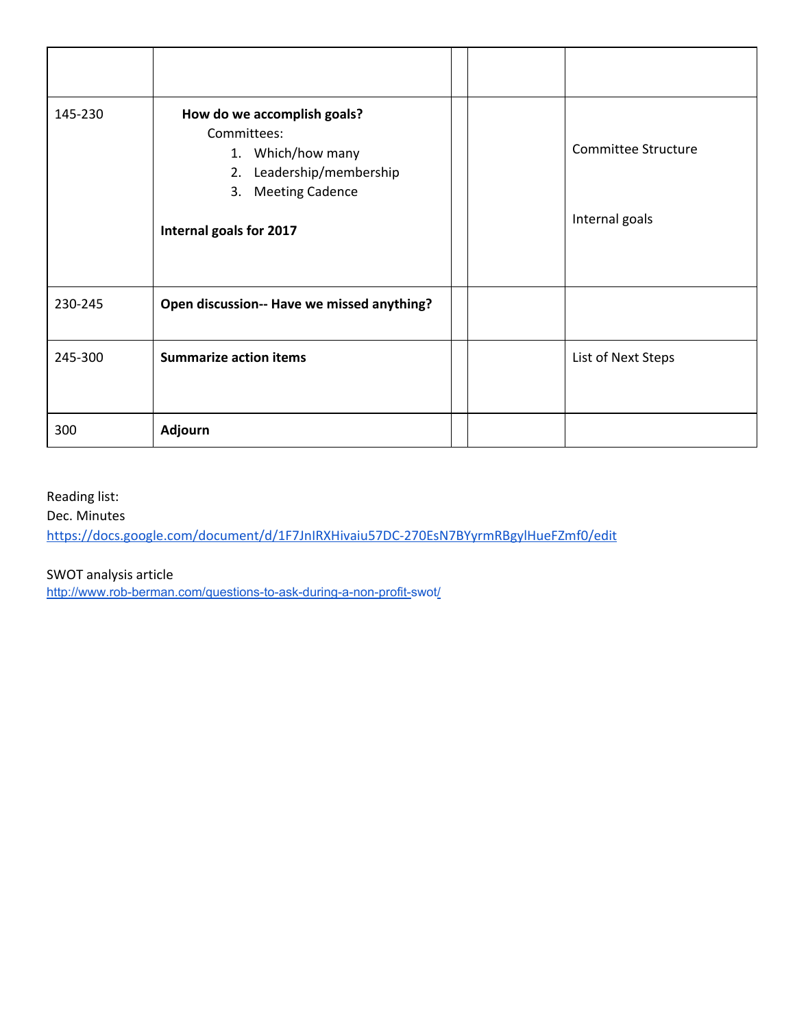| | | | | |
|---|---|---|---|---|
| | | | | |
| 145-230 | **How do we accomplish goals?**<br>Committees:<br>1. Which/how many<br>2. Leadership/membership<br>3. Meeting Cadence<br><br>**Internal goals for 2017** | | | Committee Structure<br><br>Internal goals |
| 230-245 | **Open discussion-- Have we missed anything?** | | | |
| 245-300 | **Summarize action items** | | | List of Next Steps |
| 300 | **Adjourn** | | | |

Reading list:
Dec. Minutes
https://docs.google.com/document/d/1F7JnIRXHivaiu57DC-270EsN7BYyrmRBgylHueFZmf0/edit

SWOT analysis article
http://www.rob-berman.com/questions-to-ask-during-a-non-profit-swot/